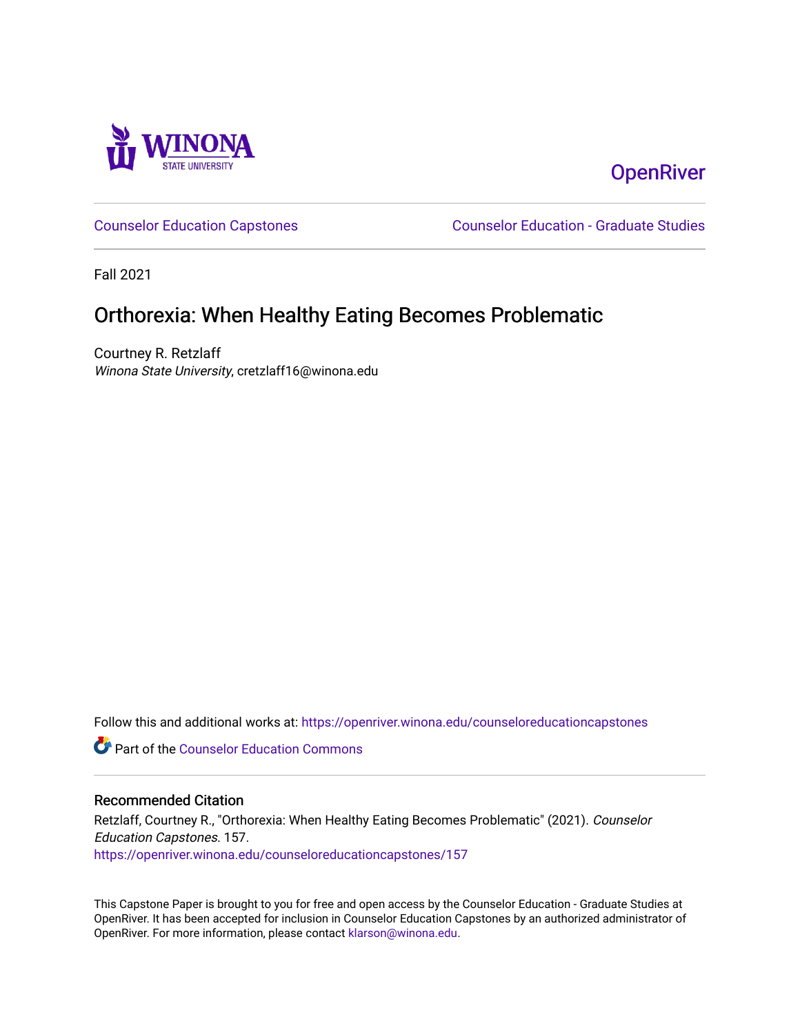Winona State University

OpenRiver

Counselor Education Capstones

Counselor Education - Graduate Studies

Fall 2021

# Orthorexia: When Healthy Eating Becomes Problematic

Courtney R. Retzlaff
*Winona State University*, cretzlaff16@winona.edu

Follow this and additional works at: https://openriver.winona.edu/counseloreducationcapstones

Part of the Counselor Education Commons

## Recommended Citation

Retzlaff, Courtney R., "Orthorexia: When Healthy Eating Becomes Problematic" (2021). *Counselor Education Capstones*. 157.
https://openriver.winona.edu/counseloreducationcapstones/157

This Capstone Paper is brought to you for free and open access by the Counselor Education - Graduate Studies at OpenRiver. It has been accepted for inclusion in Counselor Education Capstones by an authorized administrator of OpenRiver. For more information, please contact klarson@winona.edu.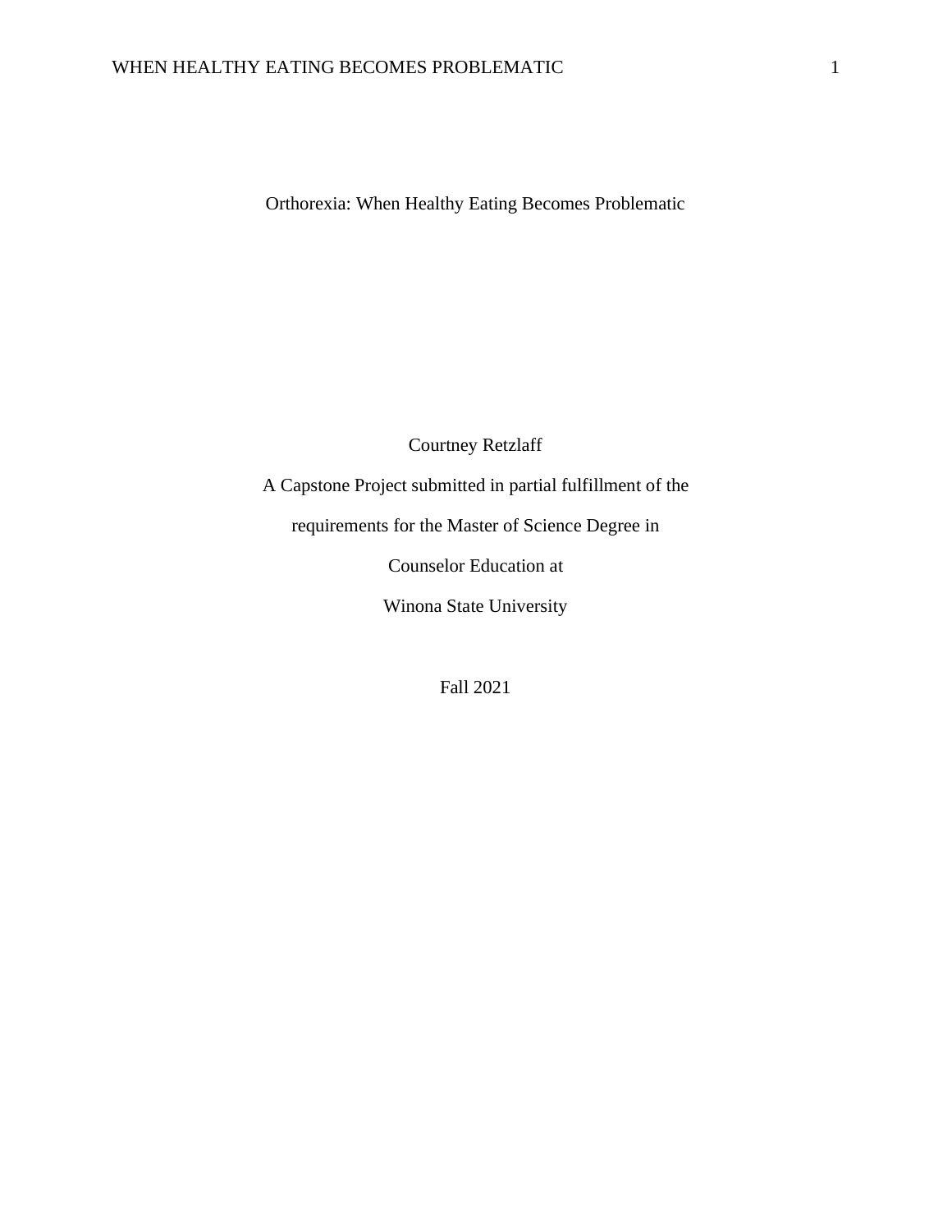# Orthorexia: When Healthy Eating Becomes Problematic

Courtney Retzlaff

A Capstone Project submitted in partial fulfillment of the

requirements for the Master of Science Degree in

Counselor Education at

Winona State University

Fall 2021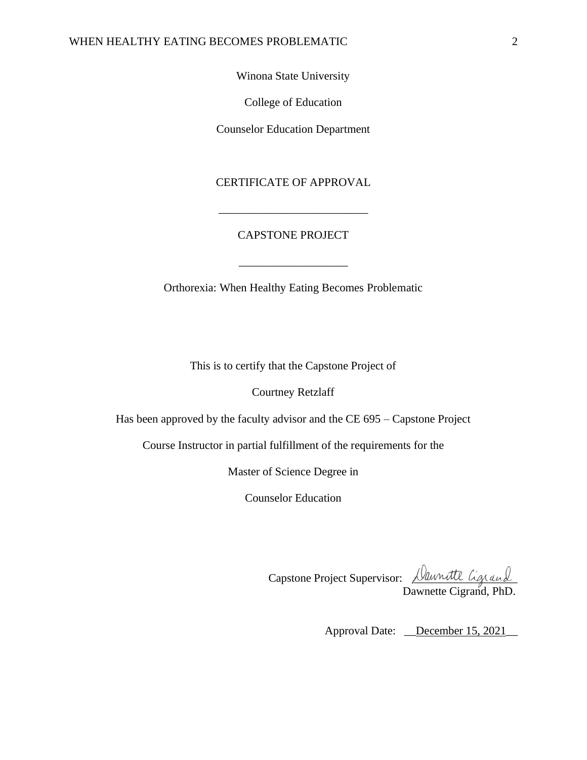Winona State University

College of Education

Counselor Education Department

CERTIFICATE OF APPROVAL

___________________________

CAPSTONE PROJECT

___________________

Orthorexia: When Healthy Eating Becomes Problematic

This is to certify that the Capstone Project of

Courtney Retzlaff

Has been approved by the faculty advisor and the CE 695 – Capstone Project

Course Instructor in partial fulfillment of the requirements for the

Master of Science Degree in

Counselor Education

Capstone Project Supervisor: Dawnette Cigrand

Dawnette Cigrand, PhD.

Approval Date: __December 15, 2021__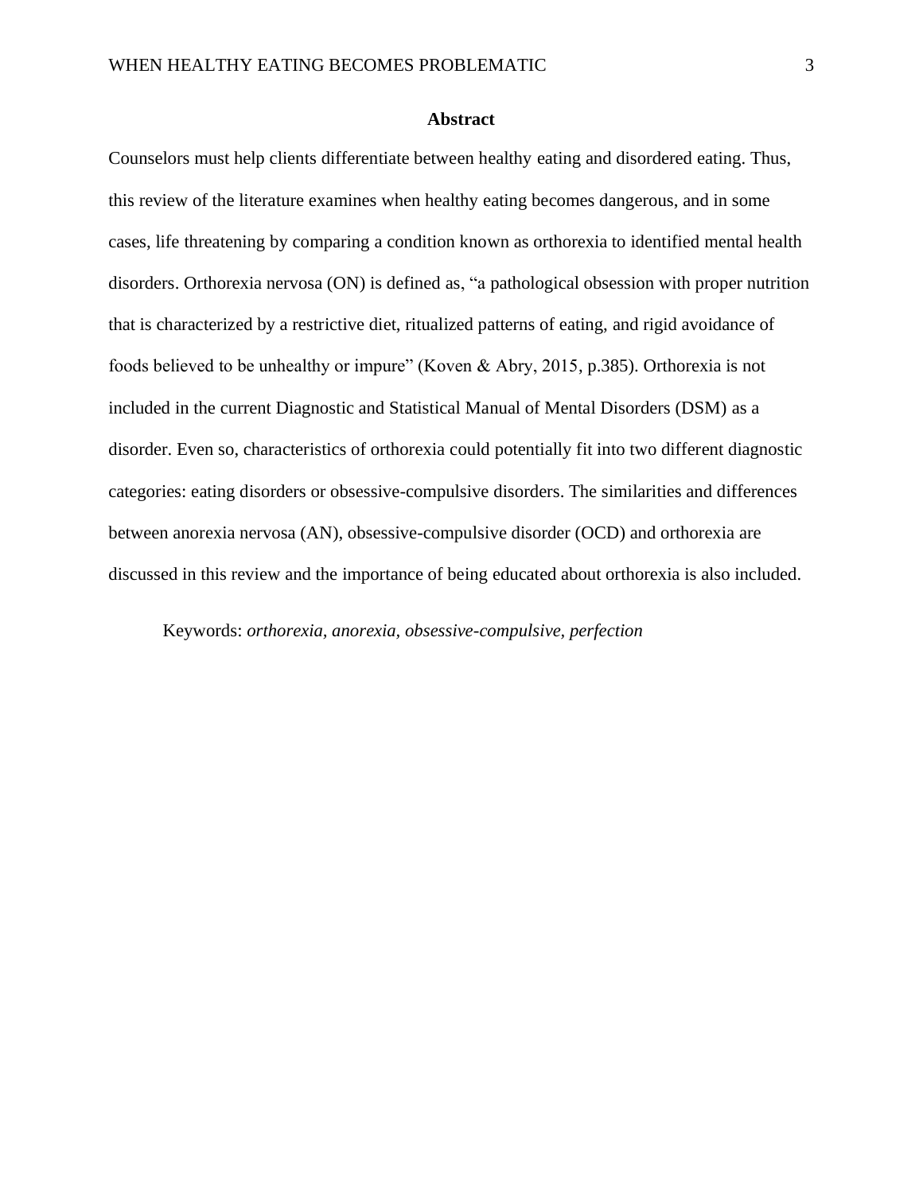## Abstract

Counselors must help clients differentiate between healthy eating and disordered eating. Thus, this review of the literature examines when healthy eating becomes dangerous, and in some cases, life threatening by comparing a condition known as orthorexia to identified mental health disorders. Orthorexia nervosa (ON) is defined as, "a pathological obsession with proper nutrition that is characterized by a restrictive diet, ritualized patterns of eating, and rigid avoidance of foods believed to be unhealthy or impure" (Koven & Abry, 2015, p.385). Orthorexia is not included in the current Diagnostic and Statistical Manual of Mental Disorders (DSM) as a disorder. Even so, characteristics of orthorexia could potentially fit into two different diagnostic categories: eating disorders or obsessive-compulsive disorders. The similarities and differences between anorexia nervosa (AN), obsessive-compulsive disorder (OCD) and orthorexia are discussed in this review and the importance of being educated about orthorexia is also included.

Keywords: *orthorexia, anorexia, obsessive-compulsive, perfection*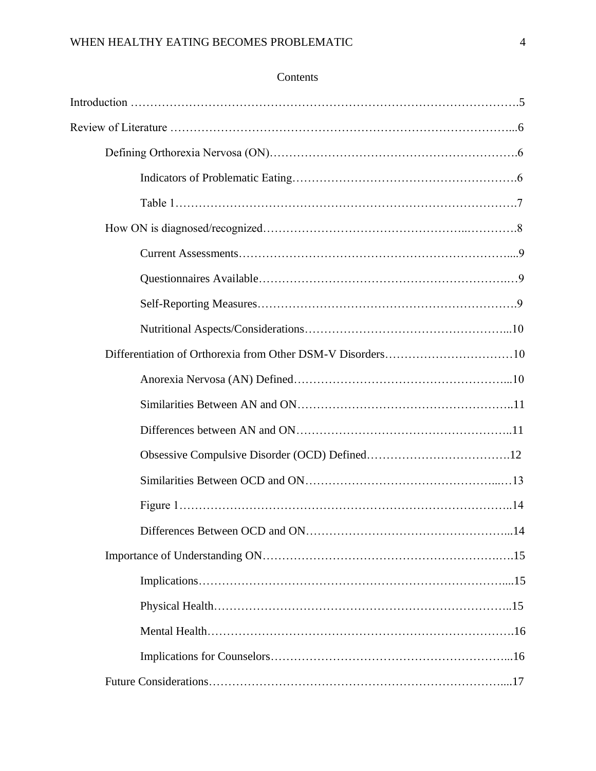Contents

Introduction ……………………………………………………………………………………….5

Review of Literature ……………………………………………………………………………...6

Defining Orthorexia Nervosa (ON)……………………………………………………….6

Indicators of Problematic Eating………………………………………………….6

Table 1…………………………………………………………………………….7

How ON is diagnosed/recognized…………………………………………..………….8

Current Assessments………………………………………………………………....9

Questionnaires Available………………………………………………………….9

Self-Reporting Measures………………………………………………………….9

Nutritional Aspects/Considerations…………………………………………….....10

Differentiation of Orthorexia from Other DSM-V Disorders……………………………10

Anorexia Nervosa (AN) Defined………………………………………………...10

Similarities Between AN and ON………………………………………………..11

Differences between AN and ON………………………………………………..11

Obsessive Compulsive Disorder (OCD) Defined……………………………….12

Similarities Between OCD and ON……………………………………………...13

Figure 1…………………………………………………………………………..14

Differences Between OCD and ON……………………………………………...14

Importance of Understanding ON……………………………………………………….15

Implications……………………………………………………………………....15

Physical Health…………………………………………………………………..15

Mental Health…………………………………………………………………….16

Implications for Counselors……………………………………………………...16

Future Considerations……………………………………………………………………...17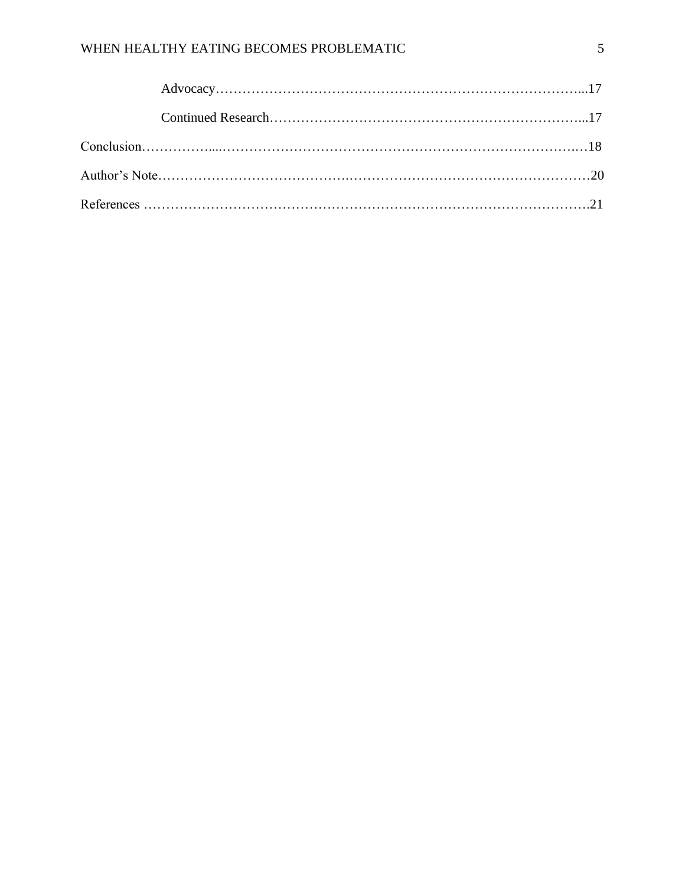Advocacy……………………………………………………………………………...17

Continued Research…………………………………………………………...17

Conclusion……………....………………………………………………………….…18

Author's Note…………………………………..……………………………………………20

References ……………………………………………………………………………….21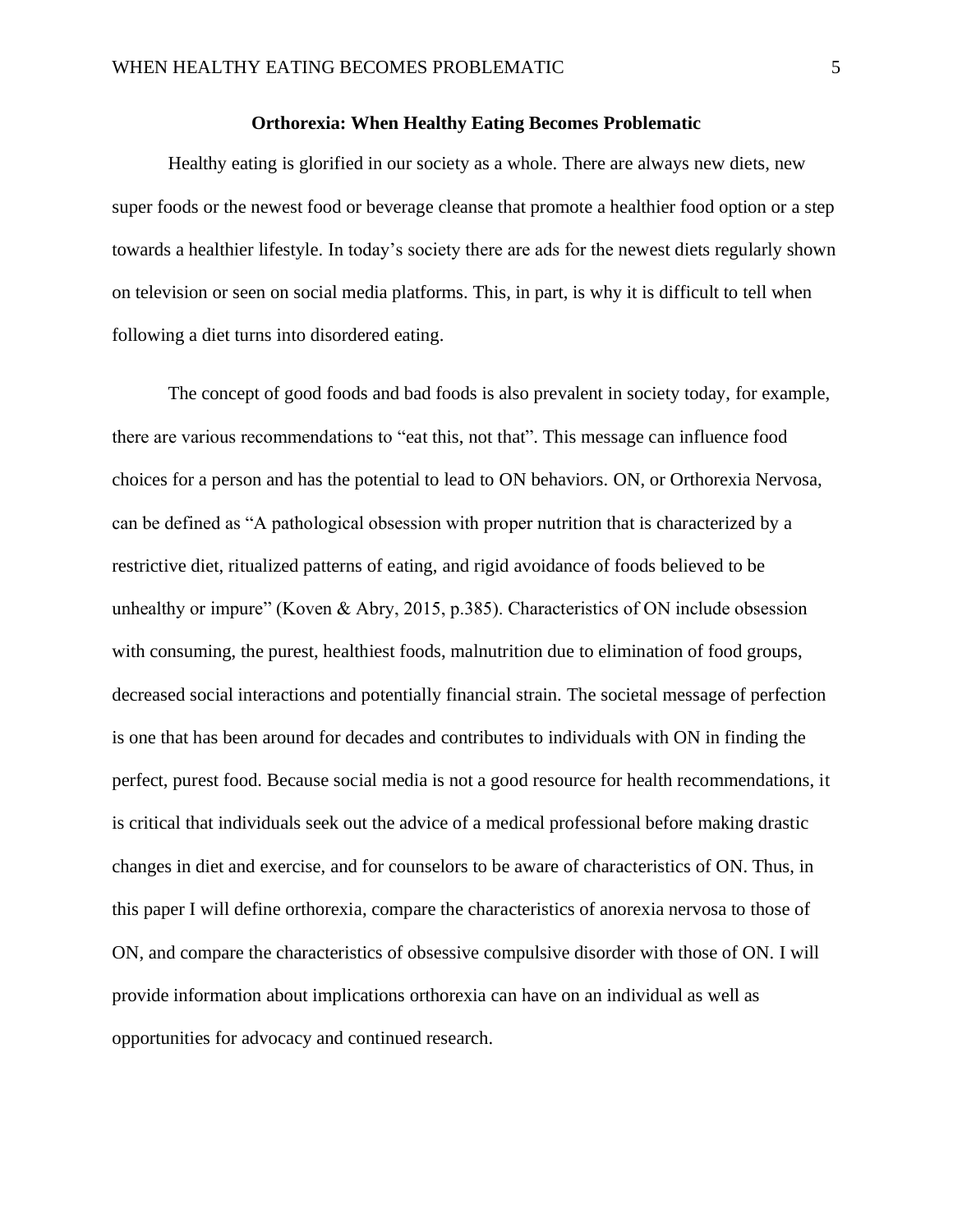## Orthorexia: When Healthy Eating Becomes Problematic

Healthy eating is glorified in our society as a whole. There are always new diets, new super foods or the newest food or beverage cleanse that promote a healthier food option or a step towards a healthier lifestyle. In today's society there are ads for the newest diets regularly shown on television or seen on social media platforms. This, in part, is why it is difficult to tell when following a diet turns into disordered eating.

The concept of good foods and bad foods is also prevalent in society today, for example, there are various recommendations to "eat this, not that". This message can influence food choices for a person and has the potential to lead to ON behaviors. ON, or Orthorexia Nervosa, can be defined as "A pathological obsession with proper nutrition that is characterized by a restrictive diet, ritualized patterns of eating, and rigid avoidance of foods believed to be unhealthy or impure" (Koven & Abry, 2015, p.385). Characteristics of ON include obsession with consuming, the purest, healthiest foods, malnutrition due to elimination of food groups, decreased social interactions and potentially financial strain. The societal message of perfection is one that has been around for decades and contributes to individuals with ON in finding the perfect, purest food. Because social media is not a good resource for health recommendations, it is critical that individuals seek out the advice of a medical professional before making drastic changes in diet and exercise, and for counselors to be aware of characteristics of ON. Thus, in this paper I will define orthorexia, compare the characteristics of anorexia nervosa to those of ON, and compare the characteristics of obsessive compulsive disorder with those of ON. I will provide information about implications orthorexia can have on an individual as well as opportunities for advocacy and continued research.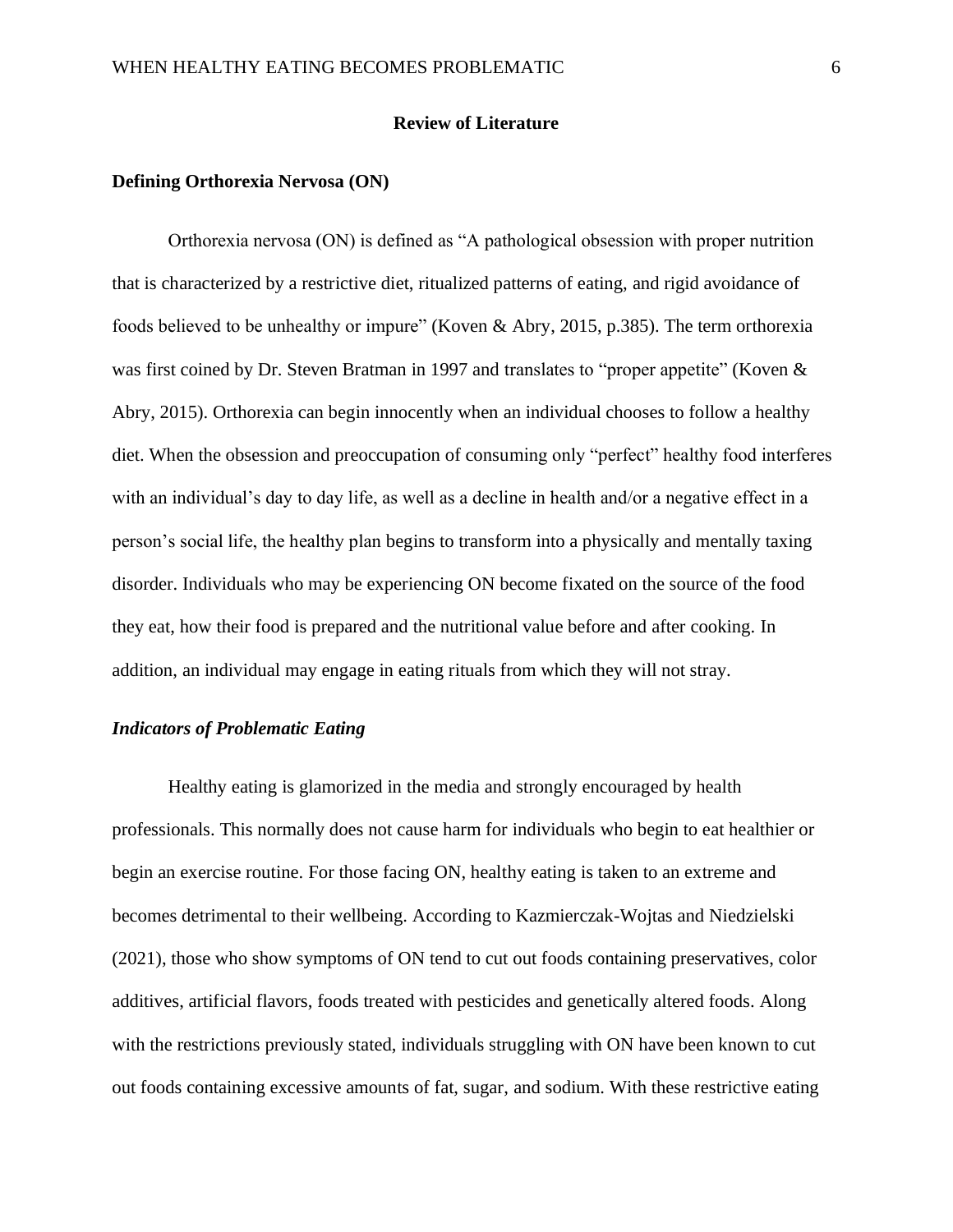## Review of Literature

### Defining Orthorexia Nervosa (ON)

Orthorexia nervosa (ON) is defined as "A pathological obsession with proper nutrition that is characterized by a restrictive diet, ritualized patterns of eating, and rigid avoidance of foods believed to be unhealthy or impure" (Koven & Abry, 2015, p.385). The term orthorexia was first coined by Dr. Steven Bratman in 1997 and translates to "proper appetite" (Koven & Abry, 2015). Orthorexia can begin innocently when an individual chooses to follow a healthy diet. When the obsession and preoccupation of consuming only "perfect" healthy food interferes with an individual's day to day life, as well as a decline in health and/or a negative effect in a person's social life, the healthy plan begins to transform into a physically and mentally taxing disorder. Individuals who may be experiencing ON become fixated on the source of the food they eat, how their food is prepared and the nutritional value before and after cooking. In addition, an individual may engage in eating rituals from which they will not stray.

#### *Indicators of Problematic Eating*

Healthy eating is glamorized in the media and strongly encouraged by health professionals. This normally does not cause harm for individuals who begin to eat healthier or begin an exercise routine. For those facing ON, healthy eating is taken to an extreme and becomes detrimental to their wellbeing. According to Kazmierczak-Wojtas and Niedzielski (2021), those who show symptoms of ON tend to cut out foods containing preservatives, color additives, artificial flavors, foods treated with pesticides and genetically altered foods. Along with the restrictions previously stated, individuals struggling with ON have been known to cut out foods containing excessive amounts of fat, sugar, and sodium. With these restrictive eating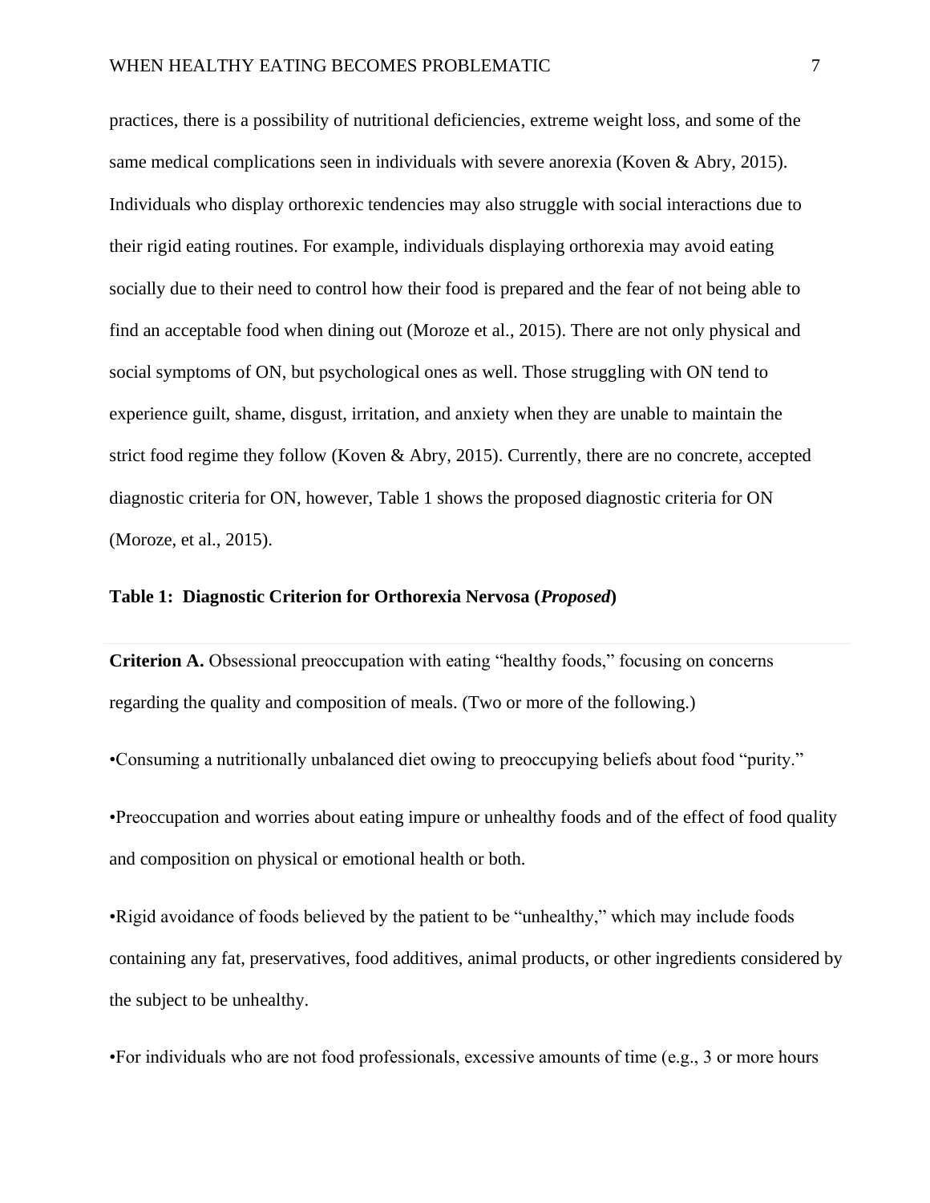practices, there is a possibility of nutritional deficiencies, extreme weight loss, and some of the same medical complications seen in individuals with severe anorexia (Koven & Abry, 2015). Individuals who display orthorexic tendencies may also struggle with social interactions due to their rigid eating routines. For example, individuals displaying orthorexia may avoid eating socially due to their need to control how their food is prepared and the fear of not being able to find an acceptable food when dining out (Moroze et al., 2015). There are not only physical and social symptoms of ON, but psychological ones as well. Those struggling with ON tend to experience guilt, shame, disgust, irritation, and anxiety when they are unable to maintain the strict food regime they follow (Koven & Abry, 2015). Currently, there are no concrete, accepted diagnostic criteria for ON, however, Table 1 shows the proposed diagnostic criteria for ON (Moroze, et al., 2015).

**Table 1: Diagnostic Criterion for Orthorexia Nervosa (*Proposed*)**

**Criterion A.** Obsessional preoccupation with eating "healthy foods," focusing on concerns regarding the quality and composition of meals. (Two or more of the following.)

•Consuming a nutritionally unbalanced diet owing to preoccupying beliefs about food "purity."

•Preoccupation and worries about eating impure or unhealthy foods and of the effect of food quality and composition on physical or emotional health or both.

•Rigid avoidance of foods believed by the patient to be "unhealthy," which may include foods containing any fat, preservatives, food additives, animal products, or other ingredients considered by the subject to be unhealthy.

•For individuals who are not food professionals, excessive amounts of time (e.g., 3 or more hours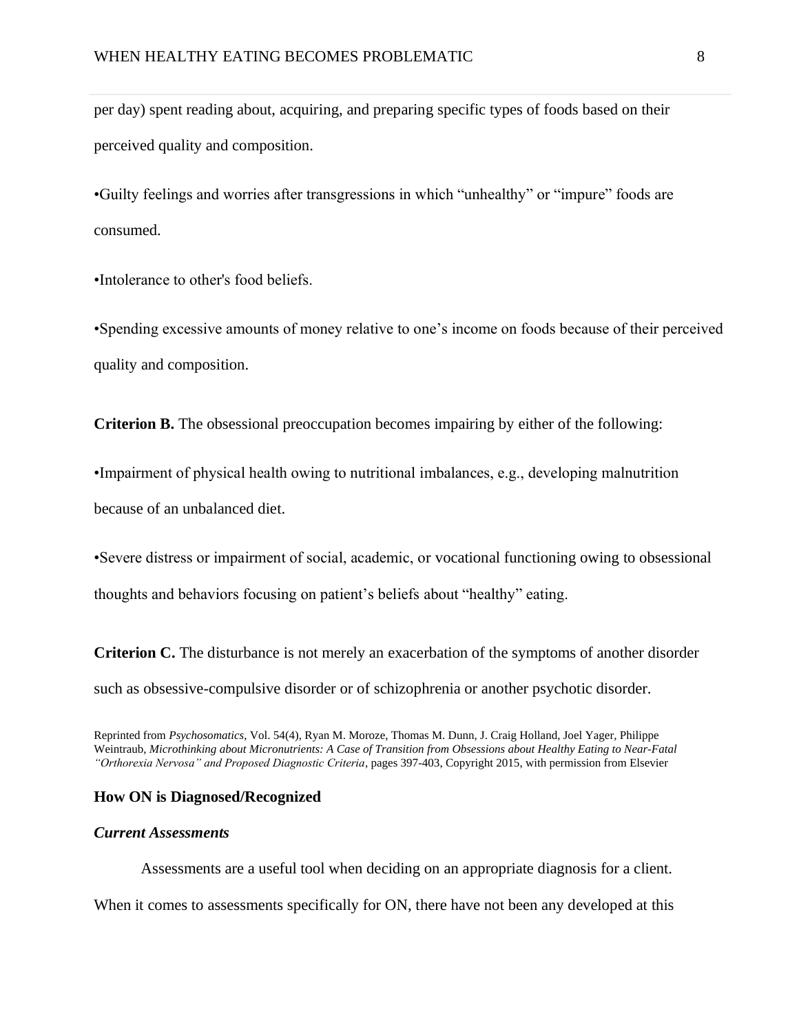per day) spent reading about, acquiring, and preparing specific types of foods based on their perceived quality and composition.

•Guilty feelings and worries after transgressions in which "unhealthy" or "impure" foods are consumed.

•Intolerance to other's food beliefs.

•Spending excessive amounts of money relative to one's income on foods because of their perceived quality and composition.

**Criterion B.** The obsessional preoccupation becomes impairing by either of the following:

•Impairment of physical health owing to nutritional imbalances, e.g., developing malnutrition because of an unbalanced diet.

•Severe distress or impairment of social, academic, or vocational functioning owing to obsessional thoughts and behaviors focusing on patient's beliefs about "healthy" eating.

**Criterion C.** The disturbance is not merely an exacerbation of the symptoms of another disorder such as obsessive-compulsive disorder or of schizophrenia or another psychotic disorder.

Reprinted from *Psychosomatics*, Vol. 54(4), Ryan M. Moroze, Thomas M. Dunn, J. Craig Holland, Joel Yager, Philippe Weintraub, *Microthinking about Micronutrients: A Case of Transition from Obsessions about Healthy Eating to Near-Fatal "Orthorexia Nervosa" and Proposed Diagnostic Criteria*, pages 397-403, Copyright 2015, with permission from Elsevier

### How ON is Diagnosed/Recognized

#### *Current Assessments*

Assessments are a useful tool when deciding on an appropriate diagnosis for a client. When it comes to assessments specifically for ON, there have not been any developed at this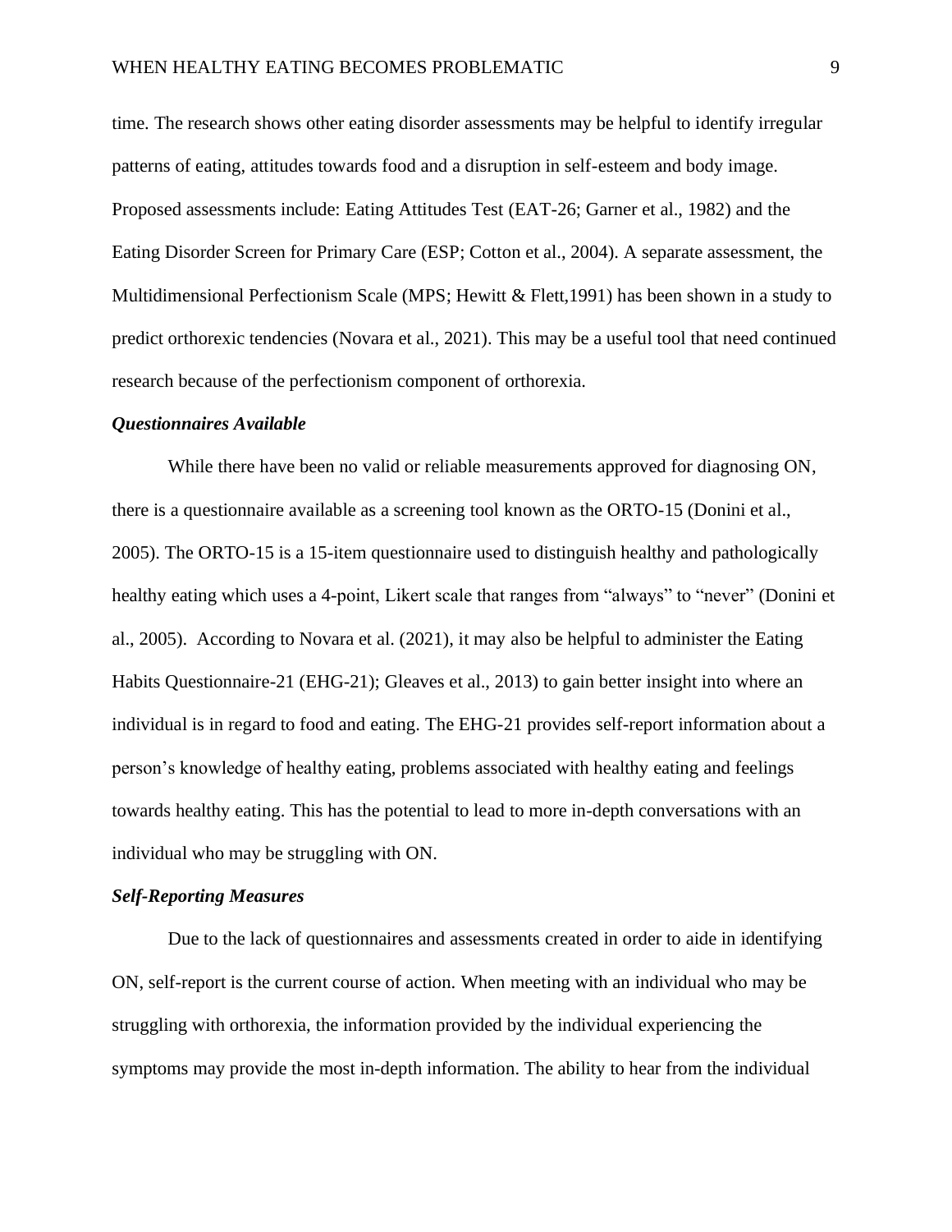time. The research shows other eating disorder assessments may be helpful to identify irregular patterns of eating, attitudes towards food and a disruption in self-esteem and body image. Proposed assessments include: Eating Attitudes Test (EAT-26; Garner et al., 1982) and the Eating Disorder Screen for Primary Care (ESP; Cotton et al., 2004). A separate assessment, the Multidimensional Perfectionism Scale (MPS; Hewitt & Flett,1991) has been shown in a study to predict orthorexic tendencies (Novara et al., 2021). This may be a useful tool that need continued research because of the perfectionism component of orthorexia.

### *Questionnaires Available*

While there have been no valid or reliable measurements approved for diagnosing ON, there is a questionnaire available as a screening tool known as the ORTO-15 (Donini et al., 2005). The ORTO-15 is a 15-item questionnaire used to distinguish healthy and pathologically healthy eating which uses a 4-point, Likert scale that ranges from "always" to "never" (Donini et al., 2005). According to Novara et al. (2021), it may also be helpful to administer the Eating Habits Questionnaire-21 (EHG-21); Gleaves et al., 2013) to gain better insight into where an individual is in regard to food and eating. The EHG-21 provides self-report information about a person's knowledge of healthy eating, problems associated with healthy eating and feelings towards healthy eating. This has the potential to lead to more in-depth conversations with an individual who may be struggling with ON.

### *Self-Reporting Measures*

Due to the lack of questionnaires and assessments created in order to aide in identifying ON, self-report is the current course of action. When meeting with an individual who may be struggling with orthorexia, the information provided by the individual experiencing the symptoms may provide the most in-depth information. The ability to hear from the individual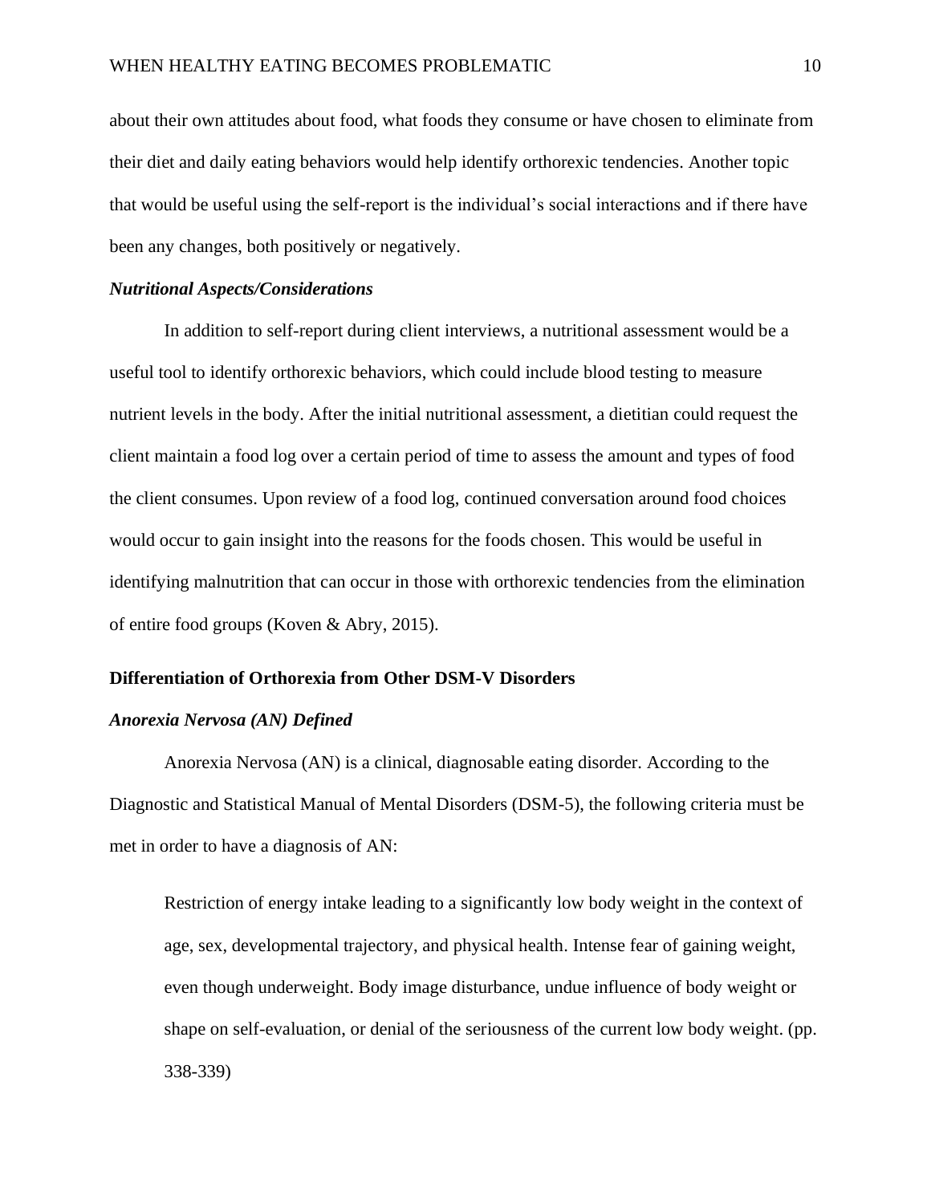about their own attitudes about food, what foods they consume or have chosen to eliminate from their diet and daily eating behaviors would help identify orthorexic tendencies. Another topic that would be useful using the self-report is the individual's social interactions and if there have been any changes, both positively or negatively.

### *Nutritional Aspects/Considerations*

In addition to self-report during client interviews, a nutritional assessment would be a useful tool to identify orthorexic behaviors, which could include blood testing to measure nutrient levels in the body. After the initial nutritional assessment, a dietitian could request the client maintain a food log over a certain period of time to assess the amount and types of food the client consumes. Upon review of a food log, continued conversation around food choices would occur to gain insight into the reasons for the foods chosen. This would be useful in identifying malnutrition that can occur in those with orthorexic tendencies from the elimination of entire food groups (Koven & Abry, 2015).

## **Differentiation of Orthorexia from Other DSM-V Disorders**

### *Anorexia Nervosa (AN) Defined*

Anorexia Nervosa (AN) is a clinical, diagnosable eating disorder. According to the Diagnostic and Statistical Manual of Mental Disorders (DSM-5), the following criteria must be met in order to have a diagnosis of AN:

> Restriction of energy intake leading to a significantly low body weight in the context of age, sex, developmental trajectory, and physical health. Intense fear of gaining weight, even though underweight. Body image disturbance, undue influence of body weight or shape on self-evaluation, or denial of the seriousness of the current low body weight. (pp. 338-339)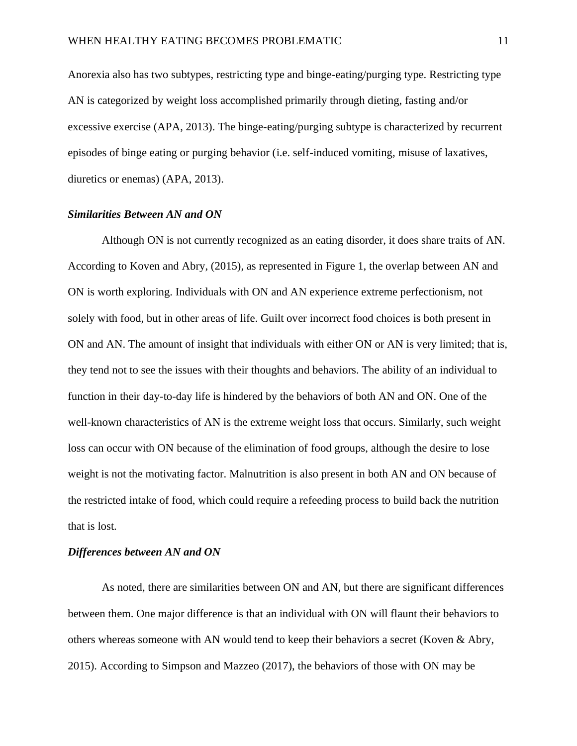Anorexia also has two subtypes, restricting type and binge-eating/purging type. Restricting type AN is categorized by weight loss accomplished primarily through dieting, fasting and/or excessive exercise (APA, 2013). The binge-eating/purging subtype is characterized by recurrent episodes of binge eating or purging behavior (i.e. self-induced vomiting, misuse of laxatives, diuretics or enemas) (APA, 2013).

### *Similarities Between AN and ON*

Although ON is not currently recognized as an eating disorder, it does share traits of AN. According to Koven and Abry, (2015), as represented in Figure 1, the overlap between AN and ON is worth exploring. Individuals with ON and AN experience extreme perfectionism, not solely with food, but in other areas of life. Guilt over incorrect food choices is both present in ON and AN. The amount of insight that individuals with either ON or AN is very limited; that is, they tend not to see the issues with their thoughts and behaviors. The ability of an individual to function in their day-to-day life is hindered by the behaviors of both AN and ON. One of the well-known characteristics of AN is the extreme weight loss that occurs. Similarly, such weight loss can occur with ON because of the elimination of food groups, although the desire to lose weight is not the motivating factor. Malnutrition is also present in both AN and ON because of the restricted intake of food, which could require a refeeding process to build back the nutrition that is lost.

### *Differences between AN and ON*

As noted, there are similarities between ON and AN, but there are significant differences between them. One major difference is that an individual with ON will flaunt their behaviors to others whereas someone with AN would tend to keep their behaviors a secret (Koven & Abry, 2015). According to Simpson and Mazzeo (2017), the behaviors of those with ON may be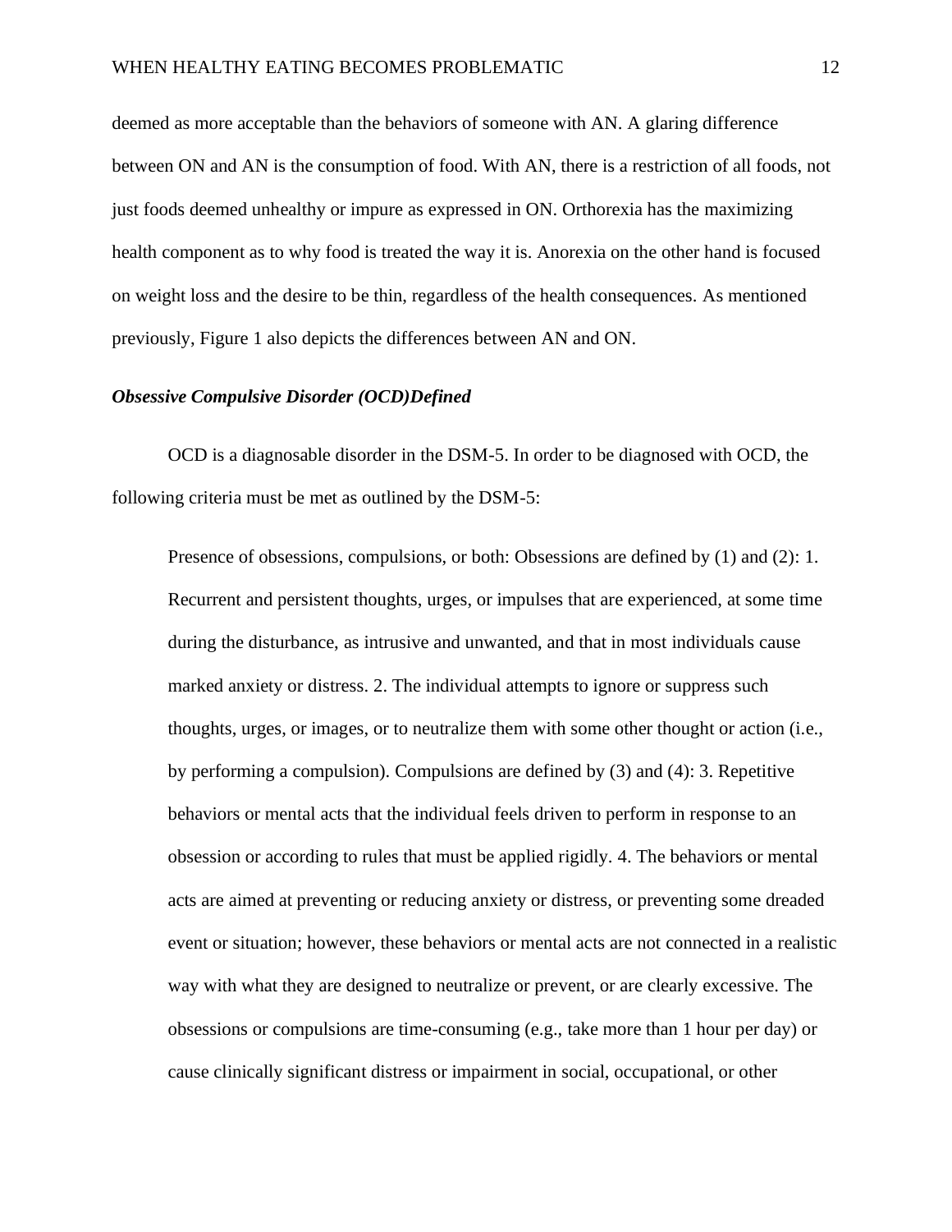deemed as more acceptable than the behaviors of someone with AN. A glaring difference between ON and AN is the consumption of food. With AN, there is a restriction of all foods, not just foods deemed unhealthy or impure as expressed in ON. Orthorexia has the maximizing health component as to why food is treated the way it is. Anorexia on the other hand is focused on weight loss and the desire to be thin, regardless of the health consequences. As mentioned previously, Figure 1 also depicts the differences between AN and ON.

### *Obsessive Compulsive Disorder (OCD)Defined*

OCD is a diagnosable disorder in the DSM-5. In order to be diagnosed with OCD, the following criteria must be met as outlined by the DSM-5:

> Presence of obsessions, compulsions, or both: Obsessions are defined by (1) and (2): 1. Recurrent and persistent thoughts, urges, or impulses that are experienced, at some time during the disturbance, as intrusive and unwanted, and that in most individuals cause marked anxiety or distress. 2. The individual attempts to ignore or suppress such thoughts, urges, or images, or to neutralize them with some other thought or action (i.e., by performing a compulsion). Compulsions are defined by (3) and (4): 3. Repetitive behaviors or mental acts that the individual feels driven to perform in response to an obsession or according to rules that must be applied rigidly. 4. The behaviors or mental acts are aimed at preventing or reducing anxiety or distress, or preventing some dreaded event or situation; however, these behaviors or mental acts are not connected in a realistic way with what they are designed to neutralize or prevent, or are clearly excessive. The obsessions or compulsions are time-consuming (e.g., take more than 1 hour per day) or cause clinically significant distress or impairment in social, occupational, or other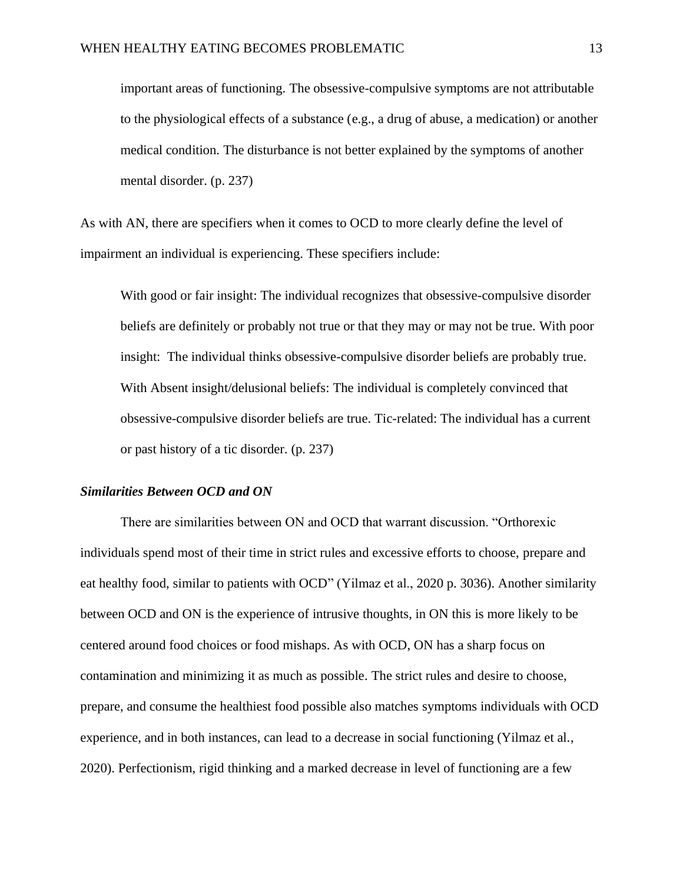> important areas of functioning. The obsessive-compulsive symptoms are not attributable to the physiological effects of a substance (e.g., a drug of abuse, a medication) or another medical condition. The disturbance is not better explained by the symptoms of another mental disorder. (p. 237)

As with AN, there are specifiers when it comes to OCD to more clearly define the level of impairment an individual is experiencing. These specifiers include:

> With good or fair insight: The individual recognizes that obsessive-compulsive disorder beliefs are definitely or probably not true or that they may or may not be true. With poor insight: The individual thinks obsessive-compulsive disorder beliefs are probably true. With Absent insight/delusional beliefs: The individual is completely convinced that obsessive-compulsive disorder beliefs are true. Tic-related: The individual has a current or past history of a tic disorder. (p. 237)

### *Similarities Between OCD and ON*

There are similarities between ON and OCD that warrant discussion. "Orthorexic individuals spend most of their time in strict rules and excessive efforts to choose, prepare and eat healthy food, similar to patients with OCD" (Yilmaz et al., 2020 p. 3036). Another similarity between OCD and ON is the experience of intrusive thoughts, in ON this is more likely to be centered around food choices or food mishaps. As with OCD, ON has a sharp focus on contamination and minimizing it as much as possible. The strict rules and desire to choose, prepare, and consume the healthiest food possible also matches symptoms individuals with OCD experience, and in both instances, can lead to a decrease in social functioning (Yilmaz et al., 2020). Perfectionism, rigid thinking and a marked decrease in level of functioning are a few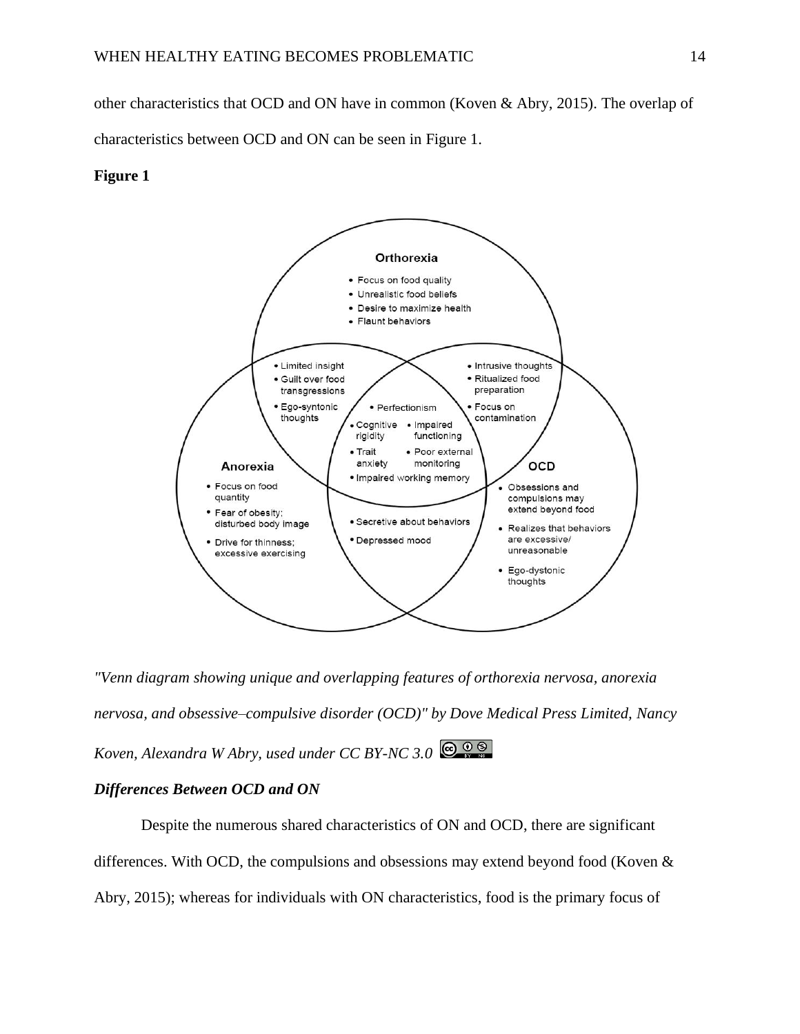other characteristics that OCD and ON have in common (Koven & Abry, 2015). The overlap of characteristics between OCD and ON can be seen in Figure 1.

**Figure 1**

*"Venn diagram showing unique and overlapping features of orthorexia nervosa, anorexia nervosa, and obsessive–compulsive disorder (OCD)" by Dove Medical Press Limited, Nancy Koven, Alexandra W Abry, used under CC BY-NC 3.0*

### *Differences Between OCD and ON*

Despite the numerous shared characteristics of ON and OCD, there are significant differences. With OCD, the compulsions and obsessions may extend beyond food (Koven & Abry, 2015); whereas for individuals with ON characteristics, food is the primary focus of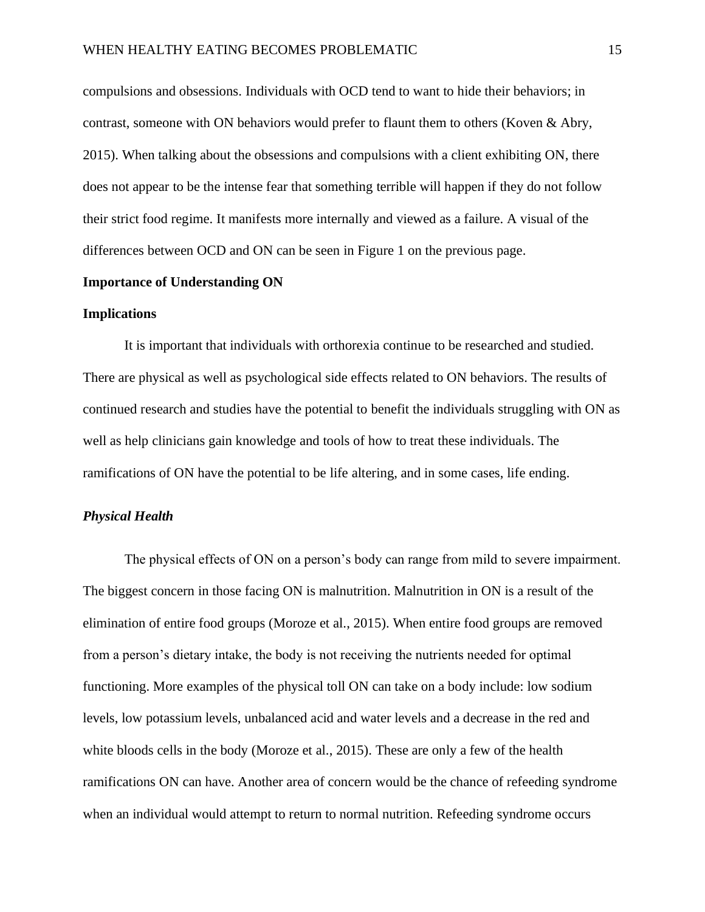compulsions and obsessions. Individuals with OCD tend to want to hide their behaviors; in contrast, someone with ON behaviors would prefer to flaunt them to others (Koven & Abry, 2015). When talking about the obsessions and compulsions with a client exhibiting ON, there does not appear to be the intense fear that something terrible will happen if they do not follow their strict food regime. It manifests more internally and viewed as a failure. A visual of the differences between OCD and ON can be seen in Figure 1 on the previous page.

## Importance of Understanding ON

## Implications

It is important that individuals with orthorexia continue to be researched and studied. There are physical as well as psychological side effects related to ON behaviors. The results of continued research and studies have the potential to benefit the individuals struggling with ON as well as help clinicians gain knowledge and tools of how to treat these individuals. The ramifications of ON have the potential to be life altering, and in some cases, life ending.

### *Physical Health*

The physical effects of ON on a person's body can range from mild to severe impairment. The biggest concern in those facing ON is malnutrition. Malnutrition in ON is a result of the elimination of entire food groups (Moroze et al., 2015). When entire food groups are removed from a person's dietary intake, the body is not receiving the nutrients needed for optimal functioning. More examples of the physical toll ON can take on a body include: low sodium levels, low potassium levels, unbalanced acid and water levels and a decrease in the red and white bloods cells in the body (Moroze et al., 2015). These are only a few of the health ramifications ON can have. Another area of concern would be the chance of refeeding syndrome when an individual would attempt to return to normal nutrition. Refeeding syndrome occurs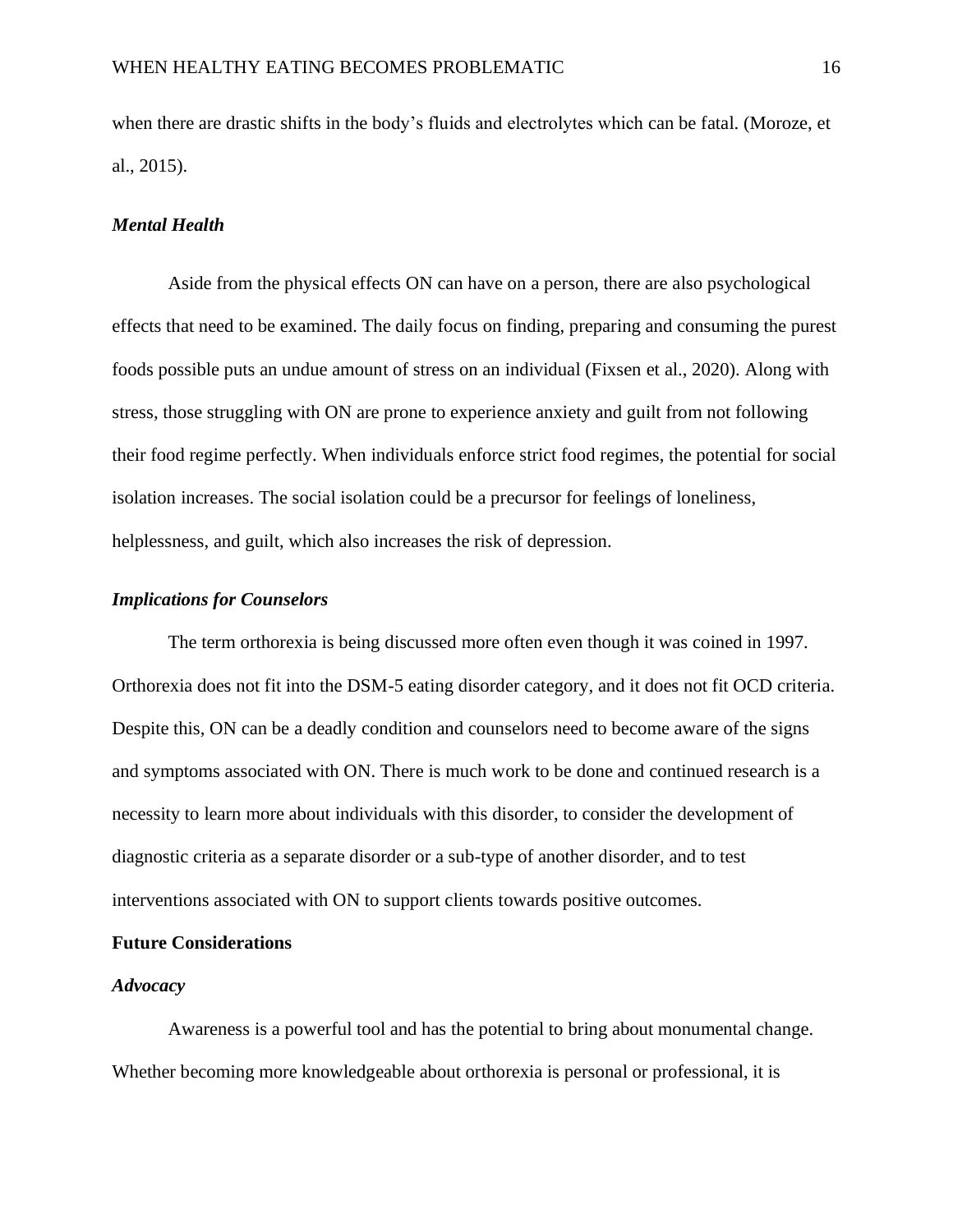when there are drastic shifts in the body's fluids and electrolytes which can be fatal. (Moroze, et al., 2015).

### *Mental Health*

Aside from the physical effects ON can have on a person, there are also psychological effects that need to be examined. The daily focus on finding, preparing and consuming the purest foods possible puts an undue amount of stress on an individual (Fixsen et al., 2020). Along with stress, those struggling with ON are prone to experience anxiety and guilt from not following their food regime perfectly. When individuals enforce strict food regimes, the potential for social isolation increases. The social isolation could be a precursor for feelings of loneliness, helplessness, and guilt, which also increases the risk of depression.

### *Implications for Counselors*

The term orthorexia is being discussed more often even though it was coined in 1997. Orthorexia does not fit into the DSM-5 eating disorder category, and it does not fit OCD criteria. Despite this, ON can be a deadly condition and counselors need to become aware of the signs and symptoms associated with ON. There is much work to be done and continued research is a necessity to learn more about individuals with this disorder, to consider the development of diagnostic criteria as a separate disorder or a sub-type of another disorder, and to test interventions associated with ON to support clients towards positive outcomes.

## **Future Considerations**

### *Advocacy*

Awareness is a powerful tool and has the potential to bring about monumental change. Whether becoming more knowledgeable about orthorexia is personal or professional, it is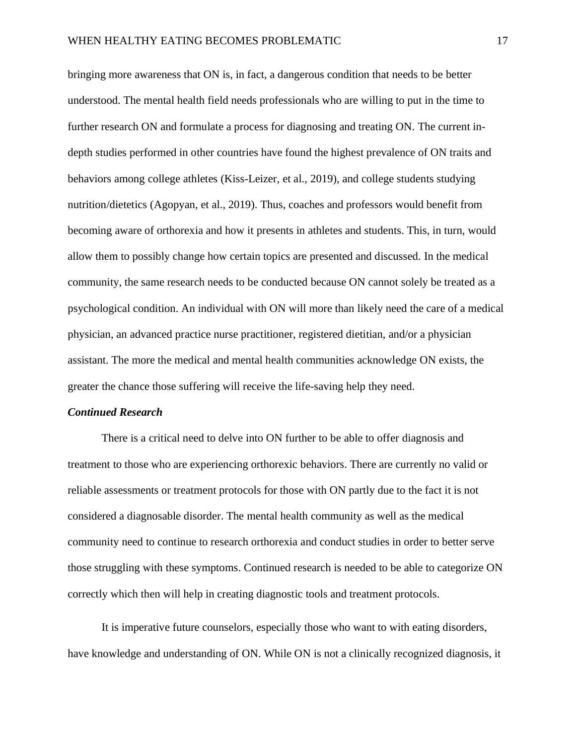bringing more awareness that ON is, in fact, a dangerous condition that needs to be better understood. The mental health field needs professionals who are willing to put in the time to further research ON and formulate a process for diagnosing and treating ON. The current in-depth studies performed in other countries have found the highest prevalence of ON traits and behaviors among college athletes (Kiss-Leizer, et al., 2019), and college students studying nutrition/dietetics (Agopyan, et al., 2019). Thus, coaches and professors would benefit from becoming aware of orthorexia and how it presents in athletes and students. This, in turn, would allow them to possibly change how certain topics are presented and discussed. In the medical community, the same research needs to be conducted because ON cannot solely be treated as a psychological condition. An individual with ON will more than likely need the care of a medical physician, an advanced practice nurse practitioner, registered dietitian, and/or a physician assistant. The more the medical and mental health communities acknowledge ON exists, the greater the chance those suffering will receive the life-saving help they need.

### *Continued Research*

There is a critical need to delve into ON further to be able to offer diagnosis and treatment to those who are experiencing orthorexic behaviors. There are currently no valid or reliable assessments or treatment protocols for those with ON partly due to the fact it is not considered a diagnosable disorder. The mental health community as well as the medical community need to continue to research orthorexia and conduct studies in order to better serve those struggling with these symptoms. Continued research is needed to be able to categorize ON correctly which then will help in creating diagnostic tools and treatment protocols.

It is imperative future counselors, especially those who want to with eating disorders, have knowledge and understanding of ON. While ON is not a clinically recognized diagnosis, it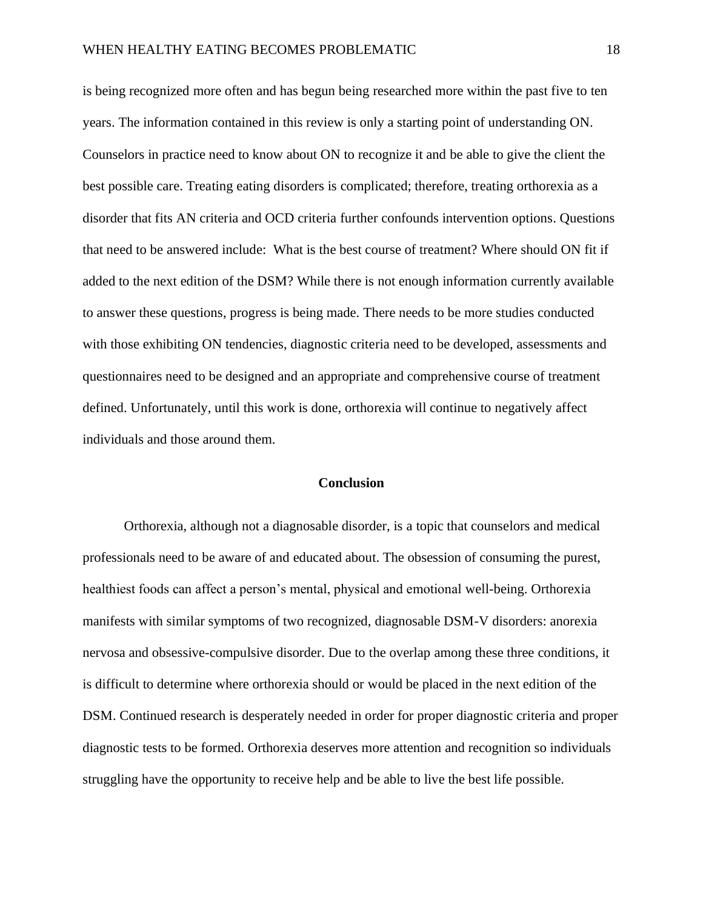is being recognized more often and has begun being researched more within the past five to ten years. The information contained in this review is only a starting point of understanding ON. Counselors in practice need to know about ON to recognize it and be able to give the client the best possible care. Treating eating disorders is complicated; therefore, treating orthorexia as a disorder that fits AN criteria and OCD criteria further confounds intervention options. Questions that need to be answered include: What is the best course of treatment? Where should ON fit if added to the next edition of the DSM? While there is not enough information currently available to answer these questions, progress is being made. There needs to be more studies conducted with those exhibiting ON tendencies, diagnostic criteria need to be developed, assessments and questionnaires need to be designed and an appropriate and comprehensive course of treatment defined. Unfortunately, until this work is done, orthorexia will continue to negatively affect individuals and those around them.

## Conclusion

Orthorexia, although not a diagnosable disorder, is a topic that counselors and medical professionals need to be aware of and educated about. The obsession of consuming the purest, healthiest foods can affect a person's mental, physical and emotional well-being. Orthorexia manifests with similar symptoms of two recognized, diagnosable DSM-V disorders: anorexia nervosa and obsessive-compulsive disorder. Due to the overlap among these three conditions, it is difficult to determine where orthorexia should or would be placed in the next edition of the DSM. Continued research is desperately needed in order for proper diagnostic criteria and proper diagnostic tests to be formed. Orthorexia deserves more attention and recognition so individuals struggling have the opportunity to receive help and be able to live the best life possible.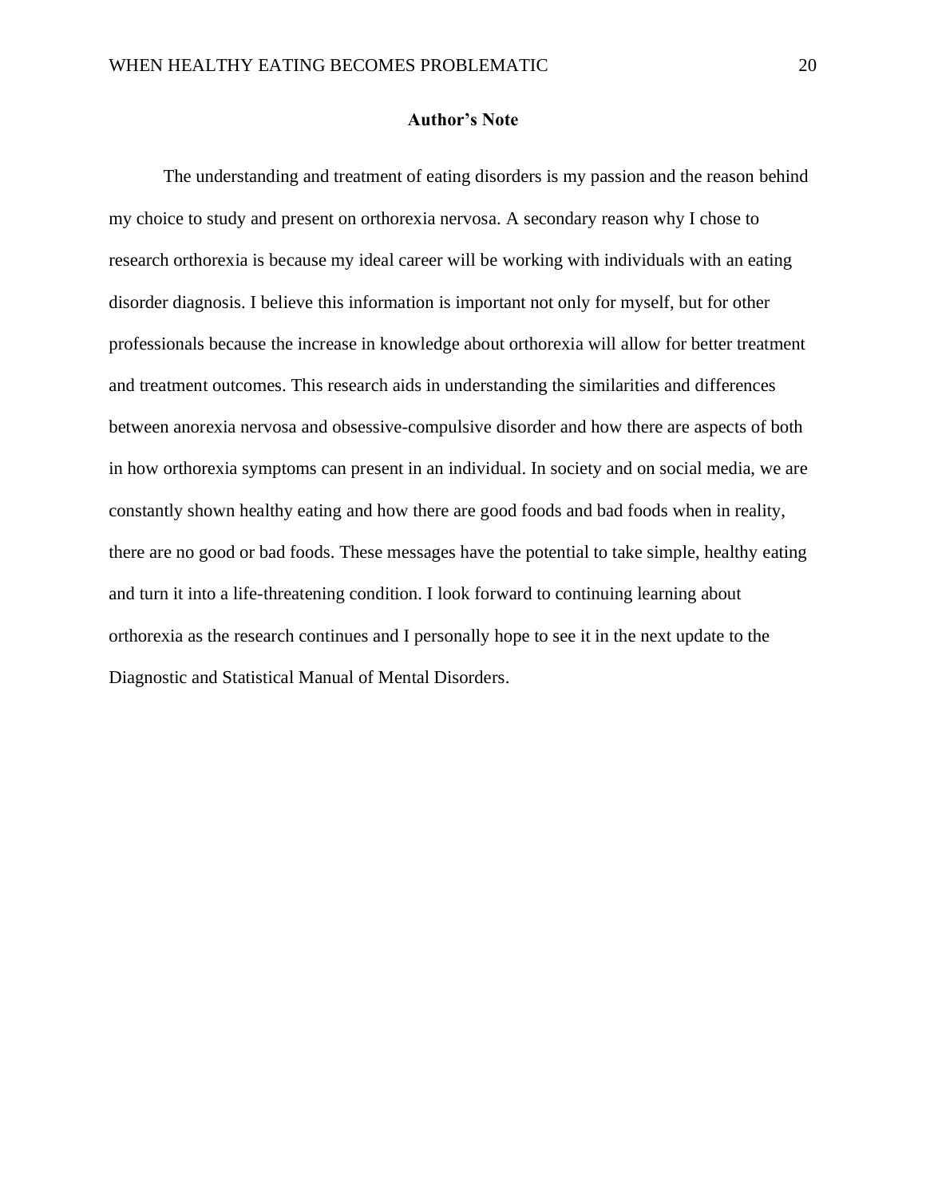## Author's Note

The understanding and treatment of eating disorders is my passion and the reason behind my choice to study and present on orthorexia nervosa. A secondary reason why I chose to research orthorexia is because my ideal career will be working with individuals with an eating disorder diagnosis. I believe this information is important not only for myself, but for other professionals because the increase in knowledge about orthorexia will allow for better treatment and treatment outcomes. This research aids in understanding the similarities and differences between anorexia nervosa and obsessive-compulsive disorder and how there are aspects of both in how orthorexia symptoms can present in an individual. In society and on social media, we are constantly shown healthy eating and how there are good foods and bad foods when in reality, there are no good or bad foods. These messages have the potential to take simple, healthy eating and turn it into a life-threatening condition. I look forward to continuing learning about orthorexia as the research continues and I personally hope to see it in the next update to the Diagnostic and Statistical Manual of Mental Disorders.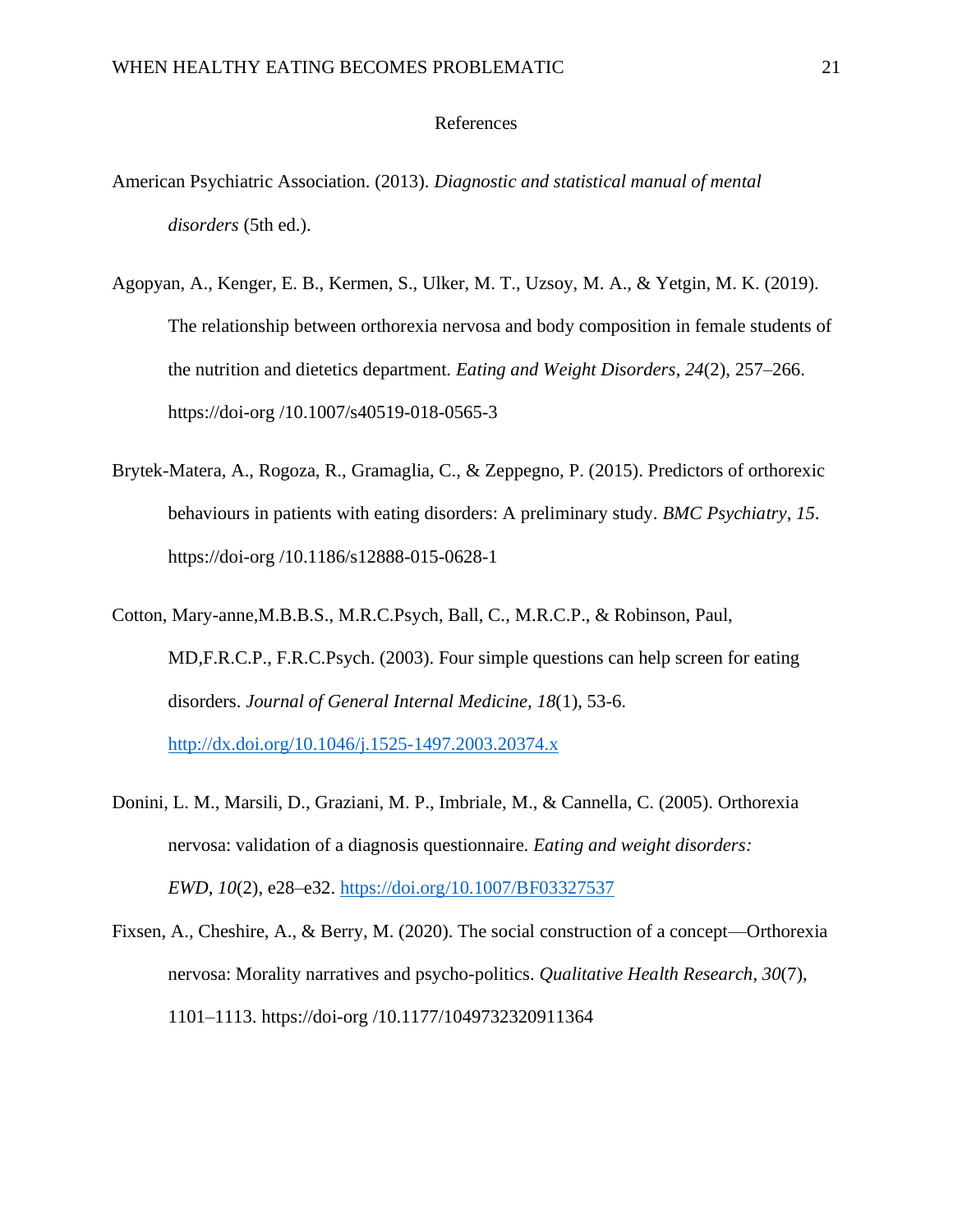# References

American Psychiatric Association. (2013). *Diagnostic and statistical manual of mental disorders* (5th ed.).

Agopyan, A., Kenger, E. B., Kermen, S., Ulker, M. T., Uzsoy, M. A., & Yetgin, M. K. (2019). The relationship between orthorexia nervosa and body composition in female students of the nutrition and dietetics department. *Eating and Weight Disorders*, *24*(2), 257–266. https://doi-org /10.1007/s40519-018-0565-3

Brytek-Matera, A., Rogoza, R., Gramaglia, C., & Zeppegno, P. (2015). Predictors of orthorexic behaviours in patients with eating disorders: A preliminary study. *BMC Psychiatry*, *15*. https://doi-org /10.1186/s12888-015-0628-1

Cotton, Mary-anne,M.B.B.S., M.R.C.Psych, Ball, C., M.R.C.P., & Robinson, Paul, MD,F.R.C.P., F.R.C.Psych. (2003). Four simple questions can help screen for eating disorders. *Journal of General Internal Medicine, 18*(1), 53-6. http://dx.doi.org/10.1046/j.1525-1497.2003.20374.x

Donini, L. M., Marsili, D., Graziani, M. P., Imbriale, M., & Cannella, C. (2005). Orthorexia nervosa: validation of a diagnosis questionnaire. *Eating and weight disorders: EWD*, *10*(2), e28–e32. https://doi.org/10.1007/BF03327537

Fixsen, A., Cheshire, A., & Berry, M. (2020). The social construction of a concept—Orthorexia nervosa: Morality narratives and psycho-politics. *Qualitative Health Research*, *30*(7), 1101–1113. https://doi-org /10.1177/1049732320911364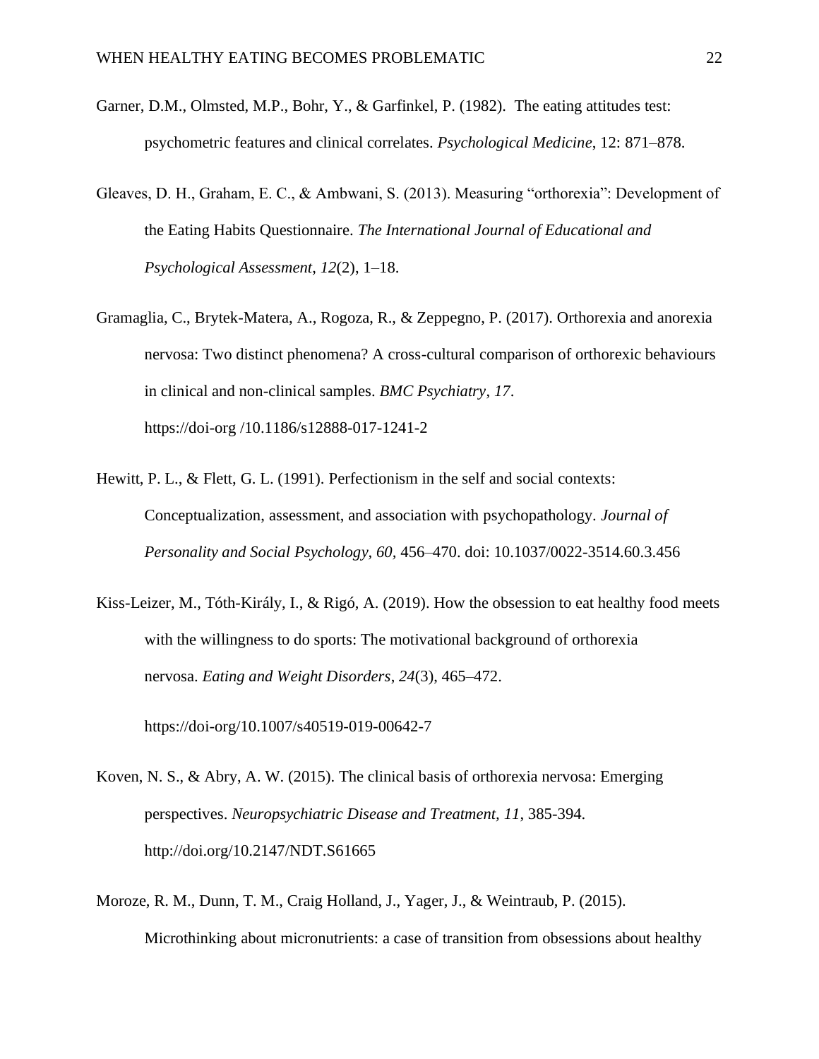Garner, D.M., Olmsted, M.P., Bohr, Y., & Garfinkel, P. (1982). The eating attitudes test: psychometric features and clinical correlates. *Psychological Medicine*, 12: 871–878.

Gleaves, D. H., Graham, E. C., & Ambwani, S. (2013). Measuring "orthorexia": Development of the Eating Habits Questionnaire. *The International Journal of Educational and Psychological Assessment*, *12*(2), 1–18.

Gramaglia, C., Brytek-Matera, A., Rogoza, R., & Zeppegno, P. (2017). Orthorexia and anorexia nervosa: Two distinct phenomena? A cross-cultural comparison of orthorexic behaviours in clinical and non-clinical samples. *BMC Psychiatry*, *17*. https://doi-org /10.1186/s12888-017-1241-2

Hewitt, P. L., & Flett, G. L. (1991). Perfectionism in the self and social contexts: Conceptualization, assessment, and association with psychopathology. *Journal of Personality and Social Psychology, 60,* 456–470. doi: 10.1037/0022-3514.60.3.456

Kiss-Leizer, M., Tóth-Király, I., & Rigó, A. (2019). How the obsession to eat healthy food meets with the willingness to do sports: The motivational background of orthorexia nervosa. *Eating and Weight Disorders*, *24*(3), 465–472.

https://doi-org/10.1007/s40519-019-00642-7

Koven, N. S., & Abry, A. W. (2015). The clinical basis of orthorexia nervosa: Emerging perspectives. *Neuropsychiatric Disease and Treatment, 11*, 385-394. http://doi.org/10.2147/NDT.S61665

Moroze, R. M., Dunn, T. M., Craig Holland, J., Yager, J., & Weintraub, P. (2015). Microthinking about micronutrients: a case of transition from obsessions about healthy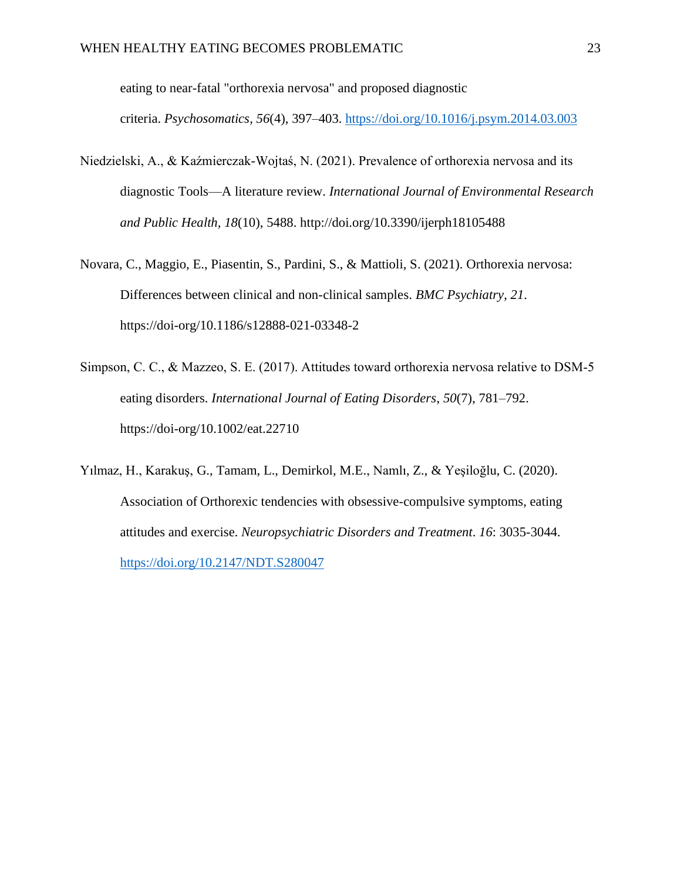eating to near-fatal "orthorexia nervosa" and proposed diagnostic criteria. *Psychosomatics*, *56*(4), 397–403. https://doi.org/10.1016/j.psym.2014.03.003

Niedzielski, A., & Kaźmierczak-Wojtaś, N. (2021). Prevalence of orthorexia nervosa and its diagnostic Tools—A literature review. *International Journal of Environmental Research and Public Health*, *18*(10), 5488. http://doi.org/10.3390/ijerph18105488

Novara, C., Maggio, E., Piasentin, S., Pardini, S., & Mattioli, S. (2021). Orthorexia nervosa: Differences between clinical and non-clinical samples. *BMC Psychiatry*, *21*. https://doi-org/10.1186/s12888-021-03348-2

Simpson, C. C., & Mazzeo, S. E. (2017). Attitudes toward orthorexia nervosa relative to DSM-5 eating disorders. *International Journal of Eating Disorders*, *50*(7), 781–792. https://doi-org/10.1002/eat.22710

Yılmaz, H., Karakuş, G., Tamam, L., Demirkol, M.E., Namlı, Z., & Yeşiloğlu, C. (2020). Association of Orthorexic tendencies with obsessive-compulsive symptoms, eating attitudes and exercise. *Neuropsychiatric Disorders and Treatment*. *16*: 3035-3044. https://doi.org/10.2147/NDT.S280047